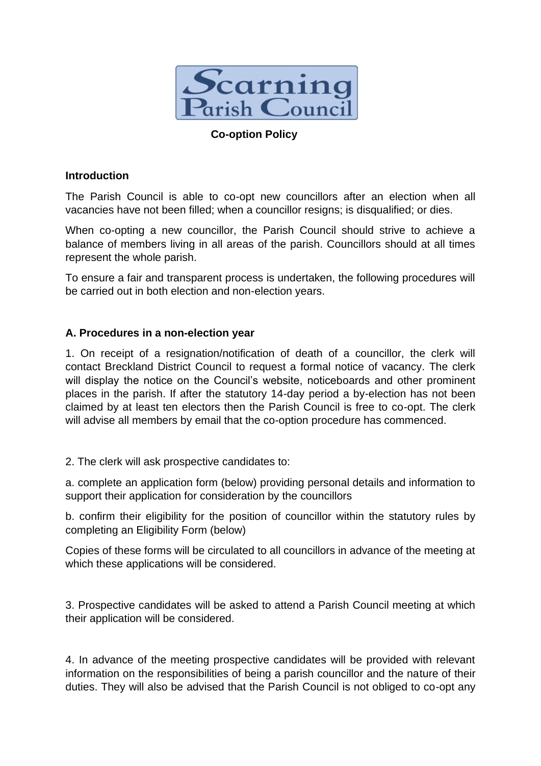Scarning Parish Council

**Co-option Policy**

## Introduction

The Parish Council is able to co-opt new councillors after an election when all vacancies have not been filled; when a councillor resigns; is disqualified; or dies.

When co-opting a new councillor, the Parish Council should strive to achieve a balance of members living in all areas of the parish. Councillors should at all times represent the whole parish.

To ensure a fair and transparent process is undertaken, the following procedures will be carried out in both election and non-election years.

## A. Procedures in a non-election year

1. On receipt of a resignation/notification of death of a councillor, the clerk will contact Breckland District Council to request a formal notice of vacancy. The clerk will display the notice on the Council's website, noticeboards and other prominent places in the parish. If after the statutory 14-day period a by-election has not been claimed by at least ten electors then the Parish Council is free to co-opt. The clerk will advise all members by email that the co-option procedure has commenced.

2. The clerk will ask prospective candidates to:

a. complete an application form (below) providing personal details and information to support their application for consideration by the councillors

b. confirm their eligibility for the position of councillor within the statutory rules by completing an Eligibility Form (below)

Copies of these forms will be circulated to all councillors in advance of the meeting at which these applications will be considered.

3. Prospective candidates will be asked to attend a Parish Council meeting at which their application will be considered.

4. In advance of the meeting prospective candidates will be provided with relevant information on the responsibilities of being a parish councillor and the nature of their duties. They will also be advised that the Parish Council is not obliged to co-opt any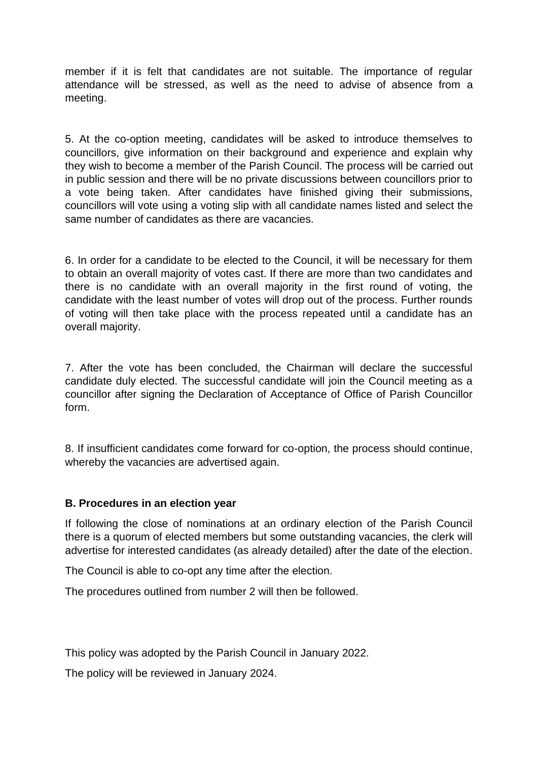member if it is felt that candidates are not suitable. The importance of regular attendance will be stressed, as well as the need to advise of absence from a meeting.

5. At the co-option meeting, candidates will be asked to introduce themselves to councillors, give information on their background and experience and explain why they wish to become a member of the Parish Council. The process will be carried out in public session and there will be no private discussions between councillors prior to a vote being taken. After candidates have finished giving their submissions, councillors will vote using a voting slip with all candidate names listed and select the same number of candidates as there are vacancies.

6. In order for a candidate to be elected to the Council, it will be necessary for them to obtain an overall majority of votes cast. If there are more than two candidates and there is no candidate with an overall majority in the first round of voting, the candidate with the least number of votes will drop out of the process. Further rounds of voting will then take place with the process repeated until a candidate has an overall majority.

7. After the vote has been concluded, the Chairman will declare the successful candidate duly elected. The successful candidate will join the Council meeting as a councillor after signing the Declaration of Acceptance of Office of Parish Councillor form.

8. If insufficient candidates come forward for co-option, the process should continue, whereby the vacancies are advertised again.

**B. Procedures in an election year**

If following the close of nominations at an ordinary election of the Parish Council there is a quorum of elected members but some outstanding vacancies, the clerk will advertise for interested candidates (as already detailed) after the date of the election.

The Council is able to co-opt any time after the election.

The procedures outlined from number 2 will then be followed.

This policy was adopted by the Parish Council in January 2022.

The policy will be reviewed in January 2024.